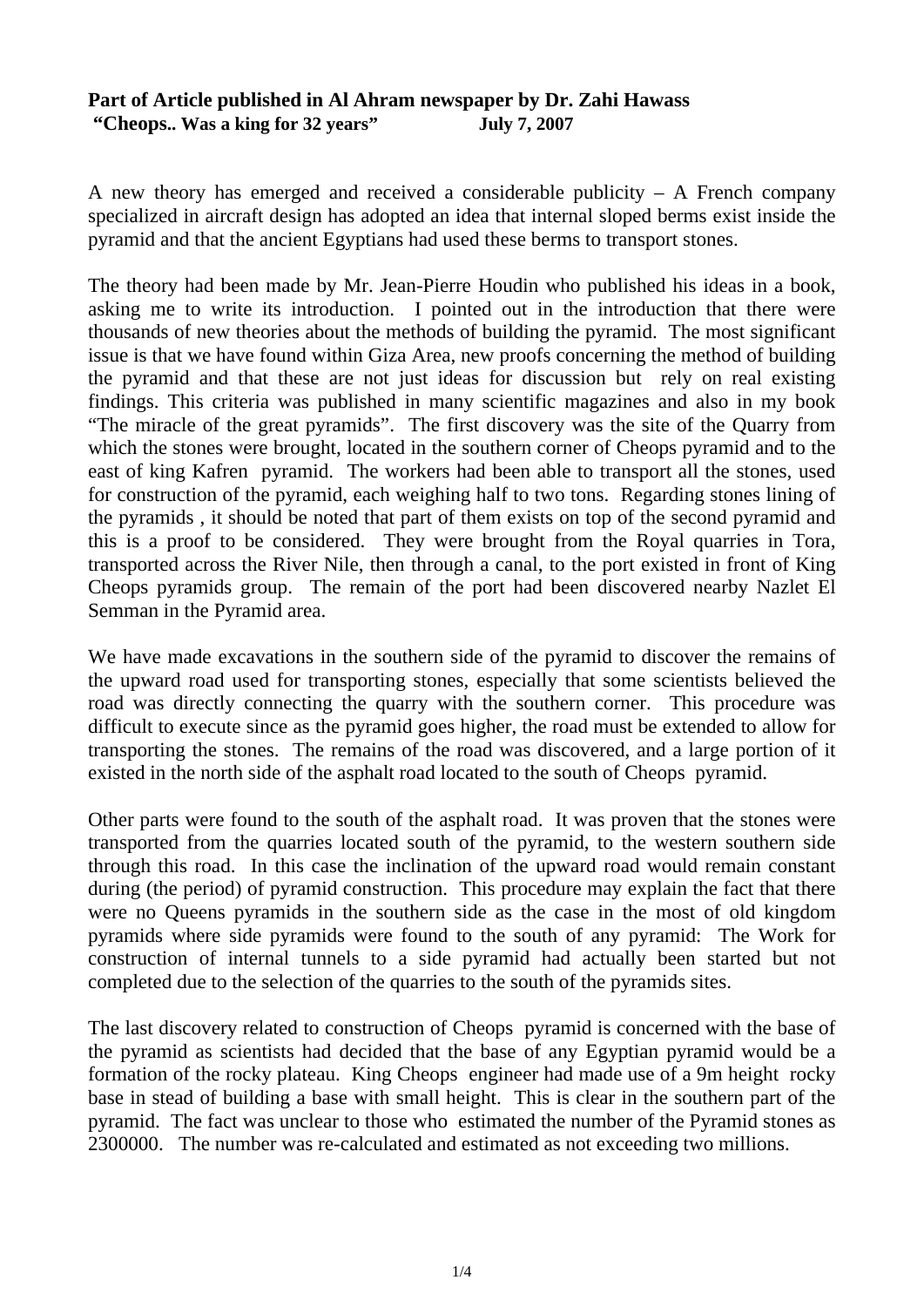**Part of Article published in Al Ahram newspaper by Dr. Zahi Hawass**
**"Cheops.. Was a king for 32 years" July 7, 2007**

A new theory has emerged and received a considerable publicity – A French company specialized in aircraft design has adopted an idea that internal sloped berms exist inside the pyramid and that the ancient Egyptians had used these berms to transport stones.

The theory had been made by Mr. Jean-Pierre Houdin who published his ideas in a book, asking me to write its introduction. I pointed out in the introduction that there were thousands of new theories about the methods of building the pyramid. The most significant issue is that we have found within Giza Area, new proofs concerning the method of building the pyramid and that these are not just ideas for discussion but rely on real existing findings. This criteria was published in many scientific magazines and also in my book "The miracle of the great pyramids". The first discovery was the site of the Quarry from which the stones were brought, located in the southern corner of Cheops pyramid and to the east of king Kafren pyramid. The workers had been able to transport all the stones, used for construction of the pyramid, each weighing half to two tons. Regarding stones lining of the pyramids , it should be noted that part of them exists on top of the second pyramid and this is a proof to be considered. They were brought from the Royal quarries in Tora, transported across the River Nile, then through a canal, to the port existed in front of King Cheops pyramids group. The remain of the port had been discovered nearby Nazlet El Semman in the Pyramid area.

We have made excavations in the southern side of the pyramid to discover the remains of the upward road used for transporting stones, especially that some scientists believed the road was directly connecting the quarry with the southern corner. This procedure was difficult to execute since as the pyramid goes higher, the road must be extended to allow for transporting the stones. The remains of the road was discovered, and a large portion of it existed in the north side of the asphalt road located to the south of Cheops pyramid.

Other parts were found to the south of the asphalt road. It was proven that the stones were transported from the quarries located south of the pyramid, to the western southern side through this road. In this case the inclination of the upward road would remain constant during (the period) of pyramid construction. This procedure may explain the fact that there were no Queens pyramids in the southern side as the case in the most of old kingdom pyramids where side pyramids were found to the south of any pyramid: The Work for construction of internal tunnels to a side pyramid had actually been started but not completed due to the selection of the quarries to the south of the pyramids sites.

The last discovery related to construction of Cheops pyramid is concerned with the base of the pyramid as scientists had decided that the base of any Egyptian pyramid would be a formation of the rocky plateau. King Cheops engineer had made use of a 9m height rocky base in stead of building a base with small height. This is clear in the southern part of the pyramid. The fact was unclear to those who estimated the number of the Pyramid stones as 2300000. The number was re-calculated and estimated as not exceeding two millions.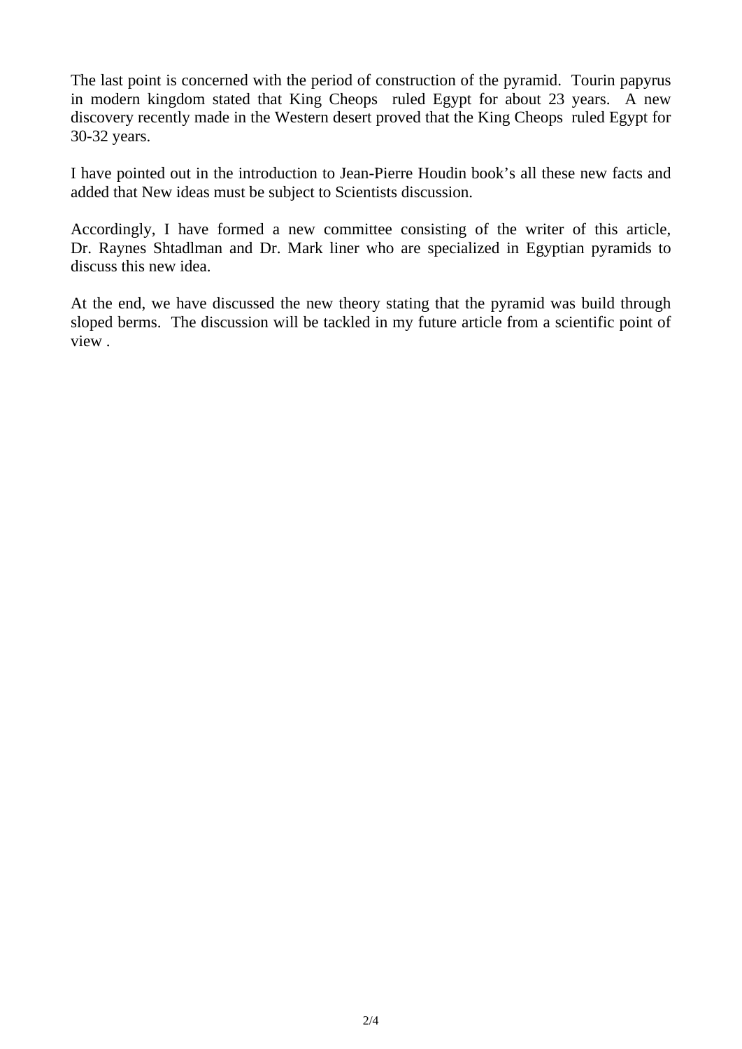The last point is concerned with the period of construction of the pyramid. Tourin papyrus in modern kingdom stated that King Cheops ruled Egypt for about 23 years. A new discovery recently made in the Western desert proved that the King Cheops ruled Egypt for 30-32 years.

I have pointed out in the introduction to Jean-Pierre Houdin book's all these new facts and added that New ideas must be subject to Scientists discussion.

Accordingly, I have formed a new committee consisting of the writer of this article, Dr. Raynes Shtadlman and Dr. Mark liner who are specialized in Egyptian pyramids to discuss this new idea.

At the end, we have discussed the new theory stating that the pyramid was build through sloped berms. The discussion will be tackled in my future article from a scientific point of view .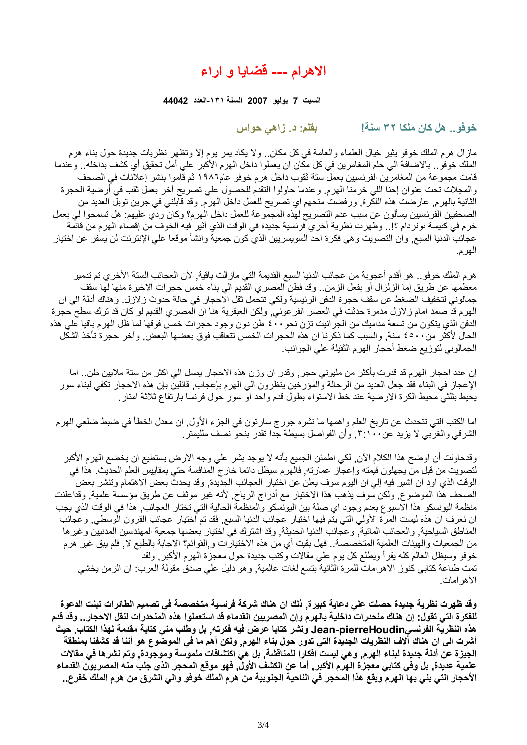# الاهرام --- قضايا و اراء

**السبت 7 يوليو 2007 السنة ١٣١-العدد 44042**

## خوفو.. هل كان ملكا ٣٢ سنة!

**بقلم: د. زاهي حواس**

مازال هرم الملك خوفو يثير خيال العلماء والعامة في كل مكان.. ولا يكاد يمر يوم إلا وتظهر نظريات جديدة حول بناء هرم الملك خوفو.. بالاضافة الي حلم المغامرين في كل مكان ان يعملوا داخل الهرم الأكبر علي أمل تحقيق أي كشف بداخله.. وعندما قامت مجموعة من المغامرين الفرنسيين بعمل ستة ثقوب داخل هرم خوفو عام١٩٨٦ ثم قاموا بنشر إعلانات في الصحف والمجلات تحت عنوان إحنا اللي خرمنا الهرم. وعندما حاولوا التقدم للحصول علي تصريح آخر بعمل ثقب في أرضية الحجرة الثانية بالهرم, عارضت هذه الفكرة, ورفضت منحهم اي تصريح للعمل داخل الهرم. وقد قابلني في جرين توبل العديد من الصحفيين الفرنسيين يسألون عن سبب عدم التصريح لهذه المجموعة للعمل داخل الهرم؟ وكان ردي عليهم: هل تسمحوا لي بعمل خرم في كنيسة نوتردام ؟!.. وظهرت نظرية أخري فرنسية جديدة في الوقت الذي أثير فيه الخوف من إقصاء الهرم من قائمة عجائب الدنيا السبع, وان التصويت وهي فكرة احد السويسريين الذي كون جمعية وانشأ موقعا علي الإنترنت لن يسفر عن اختيار الهرم.

هرم الملك خوفو.. هو أقدم أعجوبة من عجائب الدنيا السبع القديمة التي مازالت باقية, لأن العجائب الستة الأخري تم تدمير معظمها عن طريق إما الزلزال أو بفعل الزمن.. وقد فطن المصري القديم الي بناء خمس حجرات الاخيرة منها لها سقف جمالوني لتخفيف الضغط عن سقف حجرة الدفن الرئيسية ولكي تتحمل ثقل الاحجار في حالة حدوث زلازل. وهناك أدلة الي ان الهرم قد صمد امام زلازل مدمرة حدثت في العصر الفرعوني, ولكن العبقرية هنا ان المصري القديم لو كان قد ترك سطح حجرة الدفن الذي يتكون من تسعة مداميك من الجرانيت تزن نحو ٤٠٠ طن دون وجود حجرات خمس فوقها لما ظل الهرم باقيا علي هذه الحال لأكثر من٤٥٠٠ سنة, والسبب كما ذكرنا ان هذه الحجرات الخمس تتعاقب فوق بعضها البعض, وآخر حجرة تأخذ الشكل الجمالوني لتوزيع ضغط أحجار الهرم الثقيلة علي الجوانب.

إن عدد احجار الهرم قد قدرت بأكثر من مليوني حجر, وقدر ان وزن هذه الاحجار يصل الي اكثر من ستة ملايين طن.. اما الإعجاز في البناء فقد جعل العديد من الرحالة والمؤرخين ينظرون الي الهرم بإعجاب, قائلين بإن هذه الاحجار تكفي لبناء سور يحيط بثلثي محيط الكرة الارضية عند خط الاستواء بطول قدم واحد او سور حول فرنسا بارتفاع ثلاثة امتار.

اما الكتب التي تتحدث عن تاريخ العلم واهمها ما نشره جورج سارتون في الجزء الأول, ان معدل الخطأ في ضبط ضلعي الهرم الشرقي والغربي لا يزيد عن١٠٠:٣, وأن الفواصل بسيطة جدا تقدر بنحو نصف ملليمتر.

وقدحاولت أن اوضح هذا الكلام الآن, لكي اطمئن الجميع بأنه لا يوجد بشر علي وجه الارض يستطيع ان يخضع الهرم الأكبر لتصويت من قبل من يجهلون قيمته وإعجاز عمارته, فالهرم سيظل دائما خارج المنافسة حتي بمقاييس العلم الحديث. هذا في الوقت الذي اود ان اشير فيه إلي ان اليوم سوف يعلن عن اختيار العجائب الجديدة, وقد يحدث بعض الاهتمام وتنشر بعض الصحف هذا الموضوع, ولكن سوف يذهب هذا الاختيار مع أدراج الرياح, لأنه غير موثق عن طريق مؤسسة علمية, وقداعلنت منظمة اليونسكو هذا الاسبوع بعدم وجود اي صلة بين اليونسكو والمنظمة الحالية التي تختار العجائب, هذا في الوقت الذي يجب ان نعرف ان هذه ليست المرة الأولي التي يتم فيها اختيار عجائب الدنيا السبع, فقد تم اختيار عجائب القرون الوسطي, وعجائب المناطق السياحية, والعجائب المائية, وعجائب الدنيا الحديثة, وقد اشترك في اختيار بعضها جمعية المهندسين المدنيين وغيرها من الجمعيات والهيئات العلمية المتخصصة.. فهل بقيت أي من هذه الاختيارات و,القوائم؟ الاجابة بالطبع لا, فلم يبق غير هرم خوفو وسيظل العالم كله يقرأ ويطلع كل يوم علي مقالات وكتب جديدة حول معجزة الهرم الأكبر, ولقد تمت طباعة كتابي كنوز الاهرامات للمرة الثانية بتسع لغات عالمية, وهو دليل علي صدق مقولة العرب: ان الزمن يخشي الأهرامات.

**وقد ظهرت نظرية جديدة حصلت علي دعاية كبيرة, ذلك ان هناك شركة فرنسية متخصصة في تصميم الطائرات تبنت الدعوة للفكرة التي تقول: إن هناك منحدرات داخلية بالهرم وإن المصريين القدماء قد استعملوا هذه المنحدرات لنقل الاحجار.. وقد قدم هذه النظرية الفرنسيJean-pierreHoudin ونشر كتابا عرض فيه فكرته, بل وطلب مني كتابة مقدمة لهذا الكتاب, حيث أشرت الي ان هناك آلاف النظريات الجديدة التي تدور حول بناء الهرم, ولكن أهم ما في الموضوع هو أننا قد كشفنا بمنطقة الجيزة عن أدلة جديدة لبناء الهرم, وهي ليست افكارا للمناقشة, بل هي اكتشافات ملموسة وموجودة, وتم نشرها في مقالات علمية عديدة, بل وفي كتابي معجزة الهرم الأكبر, أما عن الكشف الأول, فهو موقع المحجر الذي جلب منه المصريون القدماء الأحجار التي بني بها الهرم ويقع هذا المحجر في الناحية الجنوبية من هرم الملك خوفو والي الشرق من هرم الملك خفرع..**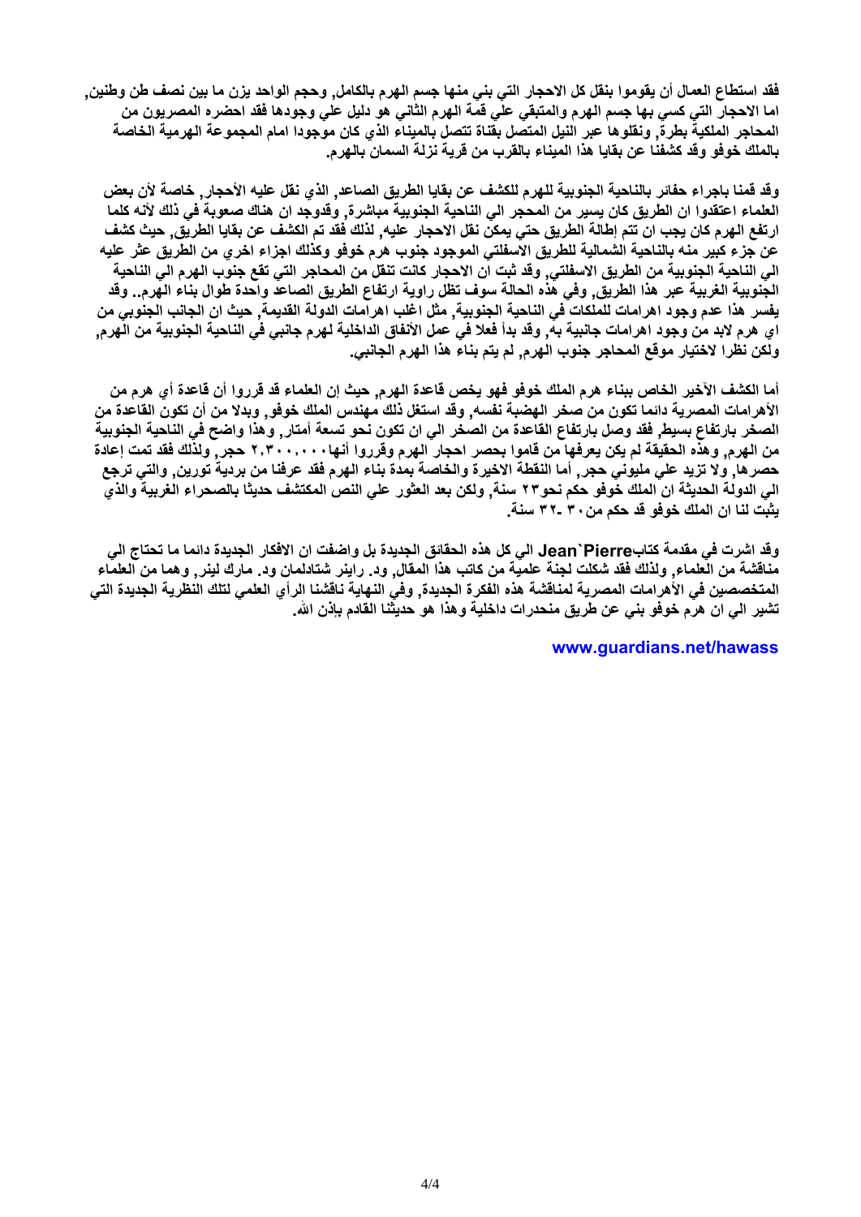فقد استطاع العمال أن يقوموا بنقل كل الاحجار التي بني منها جسم الهرم بالكامل, وحجم الهرم الواحد يزن ما بين نصف طن وطنين, اما الاحجار التي كسي بها جسم الهرم والمتبقي علي قمة الهرم الثاني هو دليل علي وجودها فقد احضره المصريون من المحاجر الملكية بطرة, ونقلوها عبر النيل المتصل بقناة تتصل بالميناء الذي كان موجودا امام المجموعة الهرمية الخاصة بالملك خوفو وقد كشفنا عن بقايا هذا الميناء بالقرب من قرية نزلة السمان بالهرم.

وقد قمنا باجراء حفائر بالناحية الجنوبية للهرم للكشف عن بقايا الطريق الصاعد, الذي نقل عليه الأحجار, خاصة لأن بعض العلماء اعتقدوا ان الطريق كان يسير من المحجر الي الناحية الجنوبية مباشرة, وقدوجد ان هناك صعوبة في ذلك لأنه كلما ارتفع الهرم كان يجب ان تتم إطالة الطريق حتي يمكن نقل الاحجار عليه, لذلك فقد تم الكشف عن بقايا الطريق, حيث كشف عن جزء كبير منه بالناحية الشمالية للطريق الاسفلتي الموجود جنوب هرم خوفو وكذلك اجزاء اخري من الطريق عثر عليه الي الناحية الجنوبية من الطريق الاسفلتي, وقد ثبت أن الاحجار كانت تنقل من المحاجر التي تقع جنوب الهرم الي الناحية الجنوبية الغربية عبر هذا الطريق, وفي هذه الحالة سوف تظل راوية ارتفاع الطريق الصاعد واحدة طوال بناء الهرم.. وقد يفسر هذا عدم وجود اهرامات للملكات في الناحية الجنوبية, مثل اغلب اهرامات الدولة القديمة, حيث ان الجانب الجنوبي من اي هرم لابد من وجود اهرامات جانبية به, وقد بدأ فعلا في عمل الأنفاق الداخلية لهرم جانبي في الناحية الجنوبية من الهرم, ولكن نظرا لاختيار موقع المحاجر جنوب الهرم, لم يتم بناء هذا الهرم الجانبي.

أما الكشف الآخير الخاص ببناء هرم الملك خوفو فهو يخص قاعدة الهرم, حيث إن العلماء قد قرروا أن قاعدة أي هرم من الأهرامات المصرية دائما تكون من صخر الهضبة نفسه, وقد استغل ذلك مهندس الملك خوفو, وبدلا من أن تكون القاعدة من الصخر بارتفاع بسيط, فقد وصل بارتفاع القاعدة من الصخر الي ان تكون نحو تسعة أمتار, وهذا واضح في الناحية الجنوبية من الهرم, وهذه الحقيقة لم يكن يعرفها من قاموا بحصر احجار الهرم وقرروا أنها٢,٣٠٠,٠٠٠ حجر, ولذلك فقد تمت إعادة حصرها, ولا تزيد علي مليوني حجر, أما النقطة الاخيرة والخاصة بمدة بناء الهرم فقد عرفنا من بردية تورين, والتي ترجع الي الدولة الحديثة ان الملك خوفو حكم نحو٢٣ سنة, ولكن بعد العثور علي النص المكتشف حديثا بالصحراء الغربية والذي يثبت لنا ان الملك خوفو قد حكم من٣٠ ـ٣٢ سنة.

وقد اشرت في مقدمة كتابJean`Pierre الي كل هذه الحقائق الجديدة بل واضفت ان الافكار الجديدة دائما ما تحتاج الي مناقشة من العلماء, ولذلك فقد شكلت لجنة علمية من كاتب هذا المقال, ود. راينر شتادلمان ود. مارك لينر, وهما من العلماء المتخصصين في الأهرامات المصرية لمناقشة هذه الفكرة الجديدة, وفي النهاية ناقشنا الرأي العلمي لتلك النظرية الجديدة التي تشير الي ان هرم خوفو بني عن طريق منحدرات داخلية وهذا هو حديثنا القادم بإذن الله.

www.guardians.net/hawass